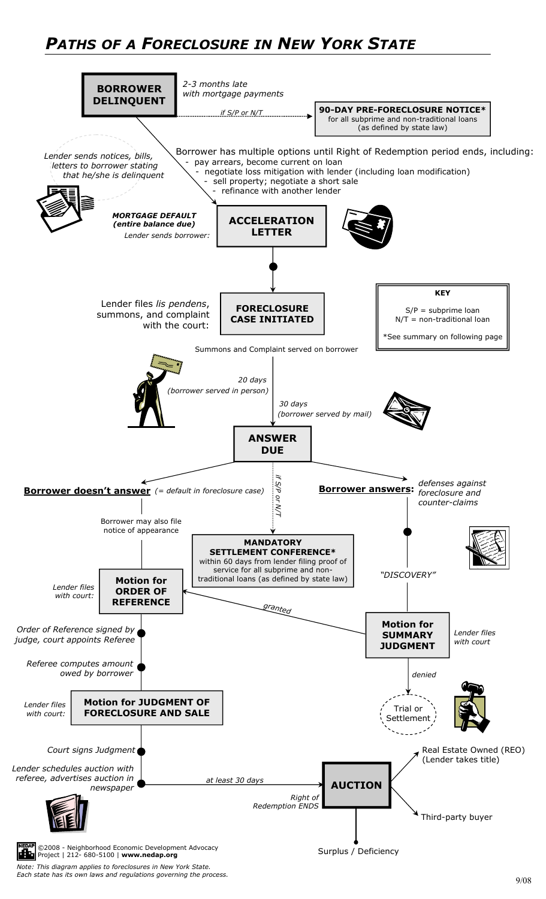# *PATHS OF A FORECLOSURE IN NEW YORK STATE*

**BORROWER DELINQUENT**

*2-3 months late with mortgage payments*

*if S/P or N/T* → **90-DAY PRE-FORECLOSURE NOTICE*** for all subprime and non-traditional loans (as defined by state law)

*Lender sends notices, bills, letters to borrower stating that he/she is delinquent*

Borrower has multiple options until Right of Redemption period ends, including:

- pay arrears, become current on loan
- negotiate loss mitigation with lender (including loan modification)
- sell property; negotiate a short sale
- refinance with another lender

***MORTGAGE DEFAULT (entire balance due)***

*Lender sends borrower:* **ACCELERATION LETTER**

Lender files *lis pendens*, summons, and complaint with the court: **FORECLOSURE CASE INITIATED**

**KEY**

S/P = subprime loan
N/T = non-traditional loan

*See summary on following page

Summons and Complaint served on borrower

*20 days (borrower served in person)*

*30 days (borrower served by mail)*

**ANSWER DUE**

**Borrower doesn't answer** *(= default in foreclosure case)*

Borrower may also file notice of appearance

*if S/P or N/T* → **MANDATORY SETTLEMENT CONFERENCE*** within 60 days from lender filing proof of service for all subprime and non-traditional loans (as defined by state law)

**Borrower answers:** *defenses against foreclosure and counter-claims*

*"DISCOVERY"*

*Lender files with court:* **Motion for ORDER OF REFERENCE**

**Motion for SUMMARY JUDGMENT** *Lender files with court*

*granted* → Motion for ORDER OF REFERENCE

*denied* → Trial or Settlement

*Order of Reference signed by judge, court appoints Referee*

*Referee computes amount owed by borrower*

*Lender files with court:* **Motion for JUDGMENT OF FORECLOSURE AND SALE**

*Court signs Judgment*

*Lender schedules auction with referee, advertises auction in newspaper*

*at least 30 days* → **AUCTION**

*Right of Redemption ENDS*

- Real Estate Owned (REO) (Lender takes title)
- Third-party buyer
- Surplus / Deficiency

©2008 - Neighborhood Economic Development Advocacy Project | 212- 680-5100 | **www.nedap.org**

*Note: This diagram applies to foreclosures in New York State. Each state has its own laws and regulations governing the process.*

9/08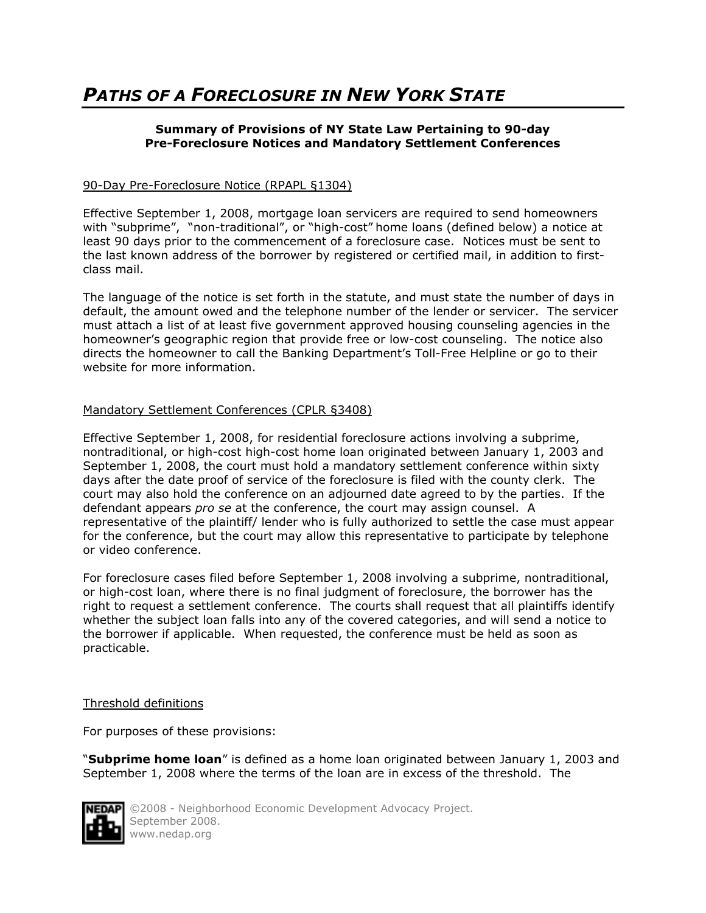# *PATHS OF A FORECLOSURE IN NEW YORK STATE*

**Summary of Provisions of NY State Law Pertaining to 90-day Pre-Foreclosure Notices and Mandatory Settlement Conferences**

90-Day Pre-Foreclosure Notice (RPAPL §1304)

Effective September 1, 2008, mortgage loan servicers are required to send homeowners with "subprime", "non-traditional", or "high-cost" home loans (defined below) a notice at least 90 days prior to the commencement of a foreclosure case. Notices must be sent to the last known address of the borrower by registered or certified mail, in addition to first-class mail.

The language of the notice is set forth in the statute, and must state the number of days in default, the amount owed and the telephone number of the lender or servicer. The servicer must attach a list of at least five government approved housing counseling agencies in the homeowner's geographic region that provide free or low-cost counseling. The notice also directs the homeowner to call the Banking Department's Toll-Free Helpline or go to their website for more information.

Mandatory Settlement Conferences (CPLR §3408)

Effective September 1, 2008, for residential foreclosure actions involving a subprime, nontraditional, or high-cost high-cost home loan originated between January 1, 2003 and September 1, 2008, the court must hold a mandatory settlement conference within sixty days after the date proof of service of the foreclosure is filed with the county clerk. The court may also hold the conference on an adjourned date agreed to by the parties. If the defendant appears *pro se* at the conference, the court may assign counsel. A representative of the plaintiff/ lender who is fully authorized to settle the case must appear for the conference, but the court may allow this representative to participate by telephone or video conference.

For foreclosure cases filed before September 1, 2008 involving a subprime, nontraditional, or high-cost loan, where there is no final judgment of foreclosure, the borrower has the right to request a settlement conference. The courts shall request that all plaintiffs identify whether the subject loan falls into any of the covered categories, and will send a notice to the borrower if applicable. When requested, the conference must be held as soon as practicable.

Threshold definitions

For purposes of these provisions:

"**Subprime home loan**" is defined as a home loan originated between January 1, 2003 and September 1, 2008 where the terms of the loan are in excess of the threshold. The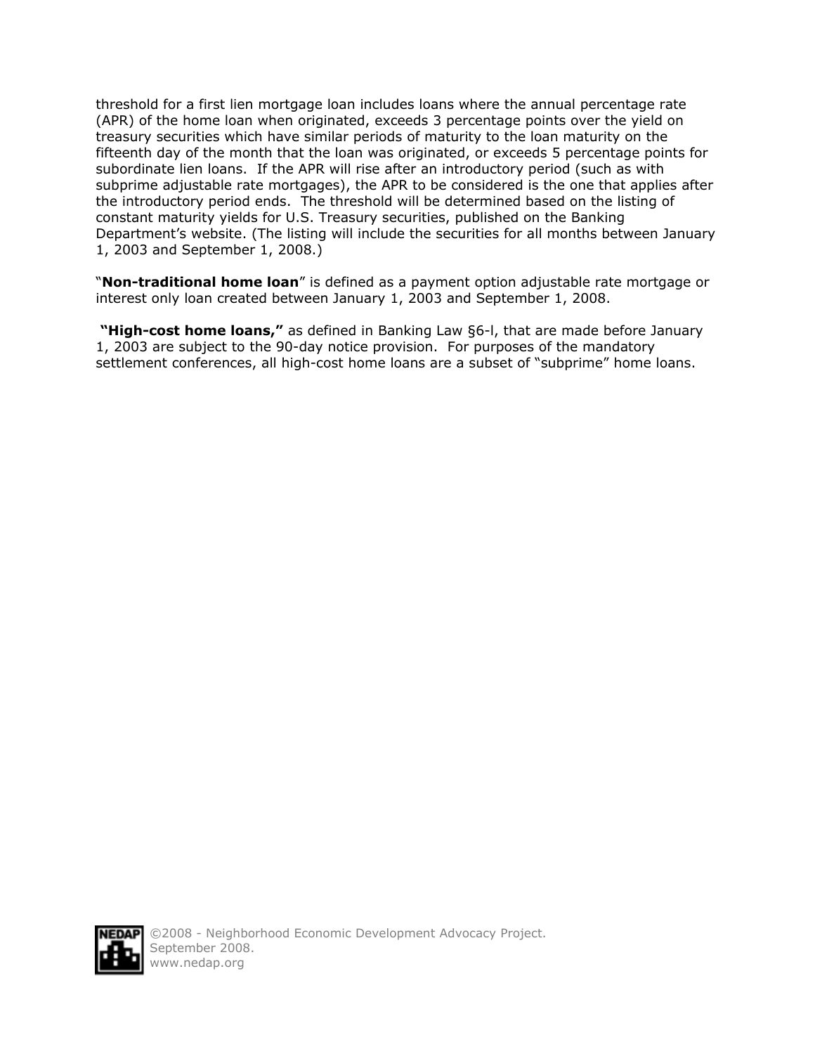threshold for a first lien mortgage loan includes loans where the annual percentage rate (APR) of the home loan when originated, exceeds 3 percentage points over the yield on treasury securities which have similar periods of maturity to the loan maturity on the fifteenth day of the month that the loan was originated, or exceeds 5 percentage points for subordinate lien loans. If the APR will rise after an introductory period (such as with subprime adjustable rate mortgages), the APR to be considered is the one that applies after the introductory period ends. The threshold will be determined based on the listing of constant maturity yields for U.S. Treasury securities, published on the Banking Department's website. (The listing will include the securities for all months between January 1, 2003 and September 1, 2008.)

"**Non-traditional home loan**" is defined as a payment option adjustable rate mortgage or interest only loan created between January 1, 2003 and September 1, 2008.

**"High-cost home loans,"** as defined in Banking Law §6-l, that are made before January 1, 2003 are subject to the 90-day notice provision. For purposes of the mandatory settlement conferences, all high-cost home loans are a subset of "subprime" home loans.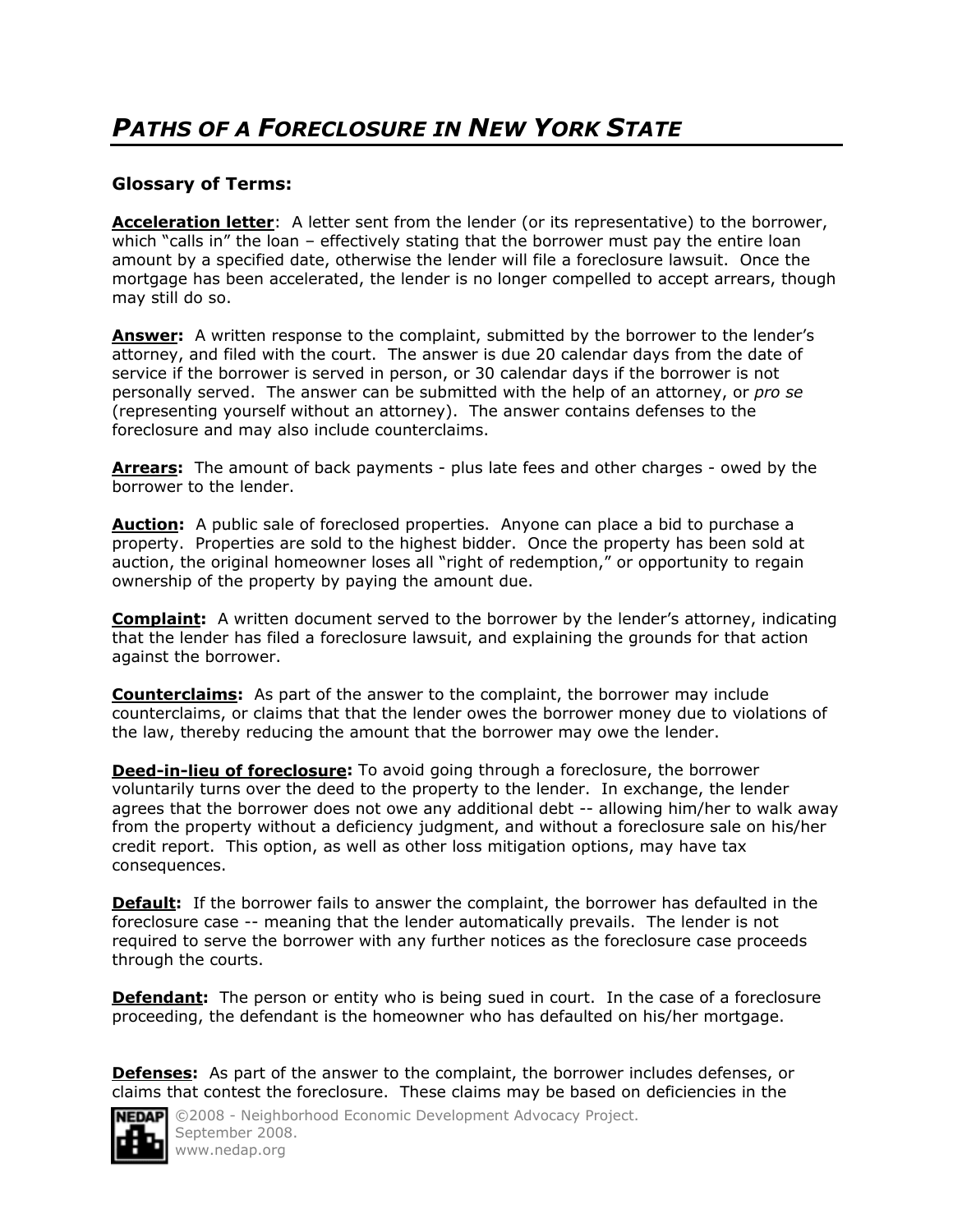# *PATHS OF A FORECLOSURE IN NEW YORK STATE*

### Glossary of Terms:

**Acceleration letter**: A letter sent from the lender (or its representative) to the borrower, which "calls in" the loan – effectively stating that the borrower must pay the entire loan amount by a specified date, otherwise the lender will file a foreclosure lawsuit. Once the mortgage has been accelerated, the lender is no longer compelled to accept arrears, though may still do so.

**Answer:** A written response to the complaint, submitted by the borrower to the lender's attorney, and filed with the court. The answer is due 20 calendar days from the date of service if the borrower is served in person, or 30 calendar days if the borrower is not personally served. The answer can be submitted with the help of an attorney, or *pro se* (representing yourself without an attorney). The answer contains defenses to the foreclosure and may also include counterclaims.

**Arrears:** The amount of back payments - plus late fees and other charges - owed by the borrower to the lender.

**Auction:** A public sale of foreclosed properties. Anyone can place a bid to purchase a property. Properties are sold to the highest bidder. Once the property has been sold at auction, the original homeowner loses all "right of redemption," or opportunity to regain ownership of the property by paying the amount due.

**Complaint:** A written document served to the borrower by the lender's attorney, indicating that the lender has filed a foreclosure lawsuit, and explaining the grounds for that action against the borrower.

**Counterclaims:** As part of the answer to the complaint, the borrower may include counterclaims, or claims that that the lender owes the borrower money due to violations of the law, thereby reducing the amount that the borrower may owe the lender.

**Deed-in-lieu of foreclosure:** To avoid going through a foreclosure, the borrower voluntarily turns over the deed to the property to the lender. In exchange, the lender agrees that the borrower does not owe any additional debt -- allowing him/her to walk away from the property without a deficiency judgment, and without a foreclosure sale on his/her credit report. This option, as well as other loss mitigation options, may have tax consequences.

**Default:** If the borrower fails to answer the complaint, the borrower has defaulted in the foreclosure case -- meaning that the lender automatically prevails. The lender is not required to serve the borrower with any further notices as the foreclosure case proceeds through the courts.

**Defendant:** The person or entity who is being sued in court. In the case of a foreclosure proceeding, the defendant is the homeowner who has defaulted on his/her mortgage.

**Defenses:** As part of the answer to the complaint, the borrower includes defenses, or claims that contest the foreclosure. These claims may be based on deficiencies in the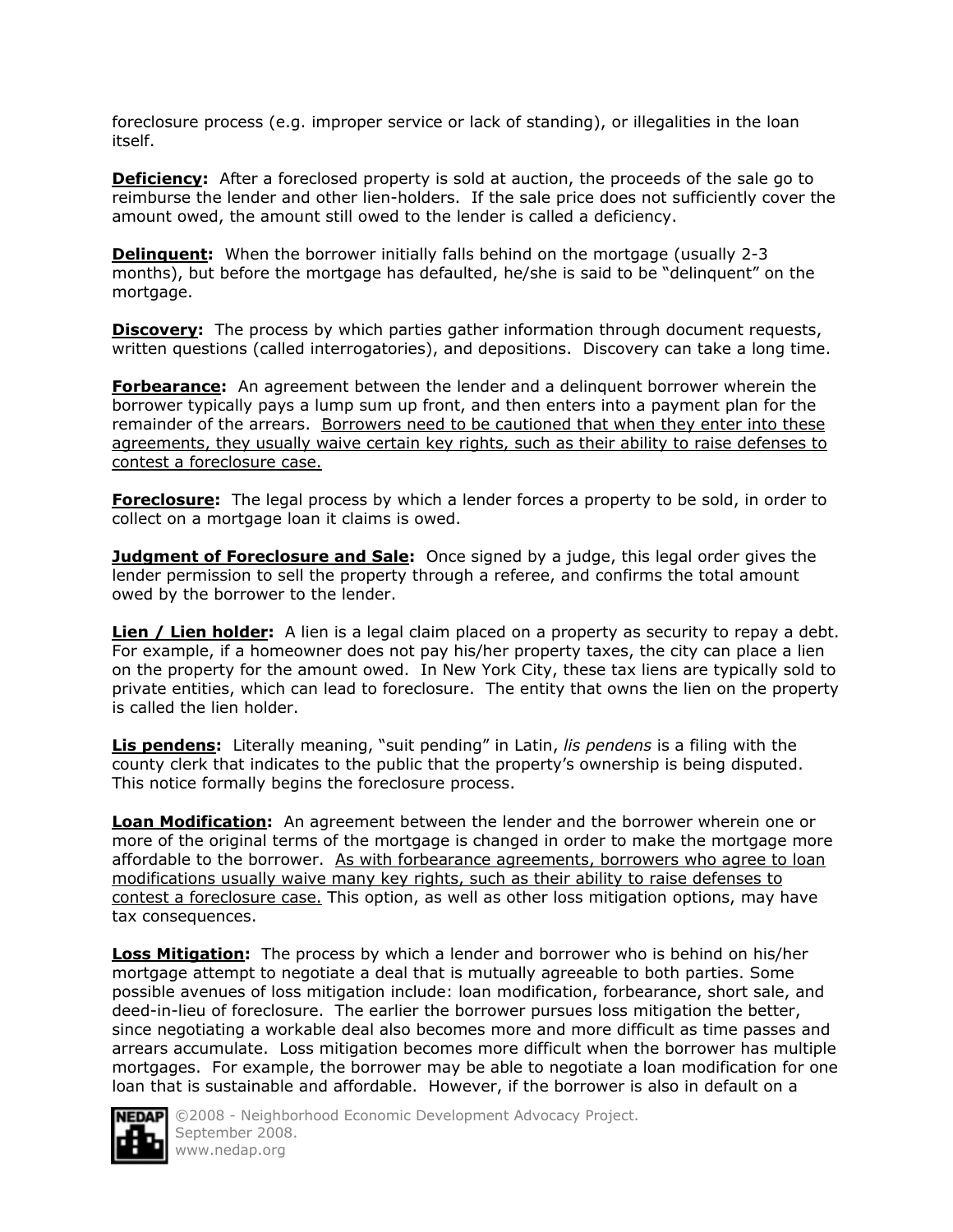foreclosure process (e.g. improper service or lack of standing), or illegalities in the loan itself.

**<u>Deficiency</u>:** After a foreclosed property is sold at auction, the proceeds of the sale go to reimburse the lender and other lien-holders. If the sale price does not sufficiently cover the amount owed, the amount still owed to the lender is called a deficiency.

**<u>Delinquent</u>:** When the borrower initially falls behind on the mortgage (usually 2-3 months), but before the mortgage has defaulted, he/she is said to be "delinquent" on the mortgage.

**<u>Discovery</u>:** The process by which parties gather information through document requests, written questions (called interrogatories), and depositions. Discovery can take a long time.

**<u>Forbearance</u>:** An agreement between the lender and a delinquent borrower wherein the borrower typically pays a lump sum up front, and then enters into a payment plan for the remainder of the arrears. <u>Borrowers need to be cautioned that when they enter into these agreements, they usually waive certain key rights, such as their ability to raise defenses to contest a foreclosure case.</u>

**<u>Foreclosure</u>:** The legal process by which a lender forces a property to be sold, in order to collect on a mortgage loan it claims is owed.

**<u>Judgment of Foreclosure and Sale</u>:** Once signed by a judge, this legal order gives the lender permission to sell the property through a referee, and confirms the total amount owed by the borrower to the lender.

**<u>Lien / Lien holder</u>:** A lien is a legal claim placed on a property as security to repay a debt. For example, if a homeowner does not pay his/her property taxes, the city can place a lien on the property for the amount owed. In New York City, these tax liens are typically sold to private entities, which can lead to foreclosure. The entity that owns the lien on the property is called the lien holder.

**<u>Lis pendens</u>:** Literally meaning, "suit pending" in Latin, *lis pendens* is a filing with the county clerk that indicates to the public that the property's ownership is being disputed. This notice formally begins the foreclosure process.

**<u>Loan Modification</u>:** An agreement between the lender and the borrower wherein one or more of the original terms of the mortgage is changed in order to make the mortgage more affordable to the borrower. <u>As with forbearance agreements, borrowers who agree to loan modifications usually waive many key rights, such as their ability to raise defenses to contest a foreclosure case.</u> This option, as well as other loss mitigation options, may have tax consequences.

**<u>Loss Mitigation</u>:** The process by which a lender and borrower who is behind on his/her mortgage attempt to negotiate a deal that is mutually agreeable to both parties. Some possible avenues of loss mitigation include: loan modification, forbearance, short sale, and deed-in-lieu of foreclosure. The earlier the borrower pursues loss mitigation the better, since negotiating a workable deal also becomes more and more difficult as time passes and arrears accumulate. Loss mitigation becomes more difficult when the borrower has multiple mortgages. For example, the borrower may be able to negotiate a loan modification for one loan that is sustainable and affordable. However, if the borrower is also in default on a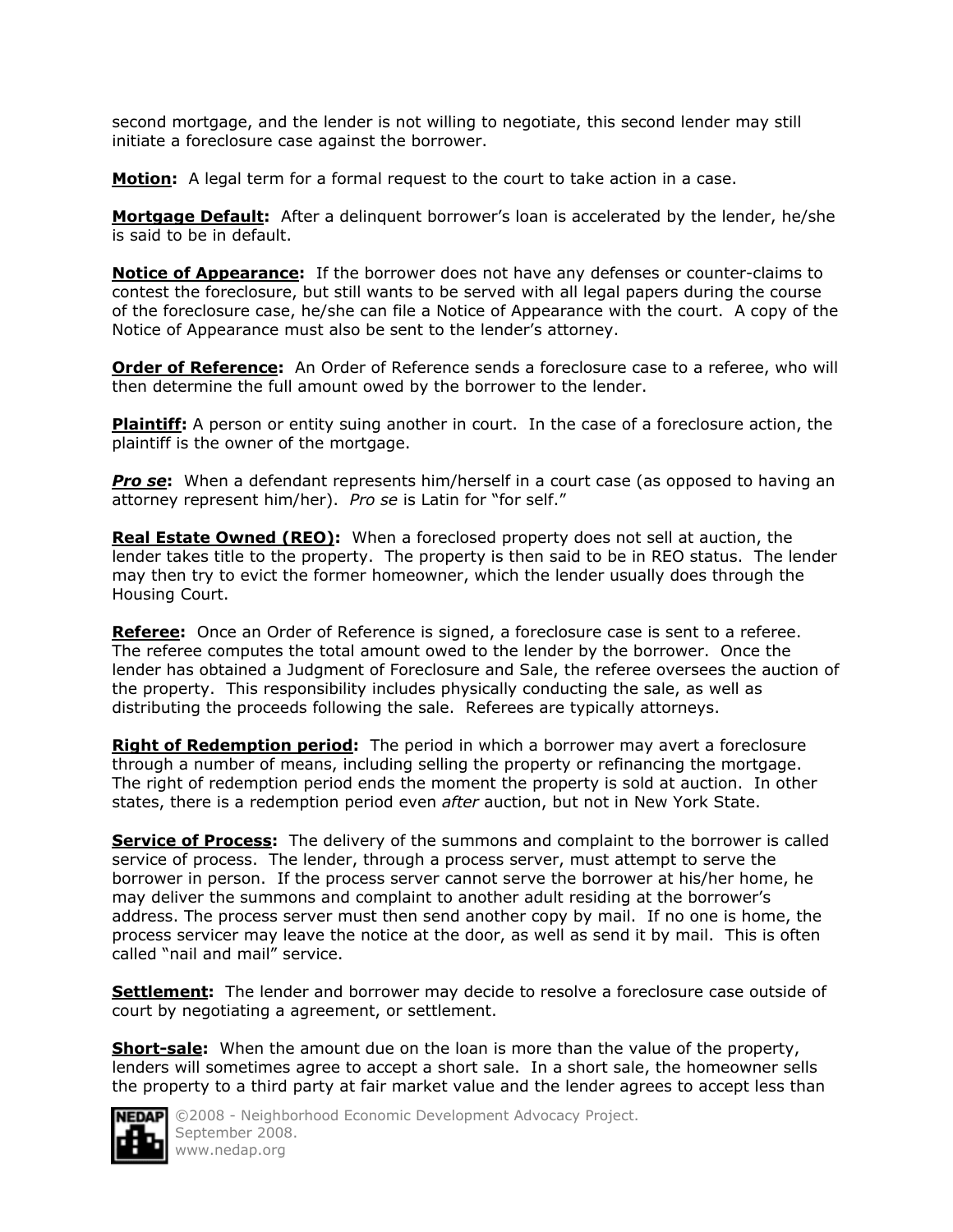second mortgage, and the lender is not willing to negotiate, this second lender may still initiate a foreclosure case against the borrower.

**Motion:** A legal term for a formal request to the court to take action in a case.

**Mortgage Default:** After a delinquent borrower's loan is accelerated by the lender, he/she is said to be in default.

**Notice of Appearance:** If the borrower does not have any defenses or counter-claims to contest the foreclosure, but still wants to be served with all legal papers during the course of the foreclosure case, he/she can file a Notice of Appearance with the court. A copy of the Notice of Appearance must also be sent to the lender's attorney.

**Order of Reference:** An Order of Reference sends a foreclosure case to a referee, who will then determine the full amount owed by the borrower to the lender.

**Plaintiff:** A person or entity suing another in court. In the case of a foreclosure action, the plaintiff is the owner of the mortgage.

***Pro se*:** When a defendant represents him/herself in a court case (as opposed to having an attorney represent him/her). *Pro se* is Latin for "for self."

**Real Estate Owned (REO):** When a foreclosed property does not sell at auction, the lender takes title to the property. The property is then said to be in REO status. The lender may then try to evict the former homeowner, which the lender usually does through the Housing Court.

**Referee:** Once an Order of Reference is signed, a foreclosure case is sent to a referee. The referee computes the total amount owed to the lender by the borrower. Once the lender has obtained a Judgment of Foreclosure and Sale, the referee oversees the auction of the property. This responsibility includes physically conducting the sale, as well as distributing the proceeds following the sale. Referees are typically attorneys.

**Right of Redemption period:** The period in which a borrower may avert a foreclosure through a number of means, including selling the property or refinancing the mortgage. The right of redemption period ends the moment the property is sold at auction. In other states, there is a redemption period even *after* auction, but not in New York State.

**Service of Process:** The delivery of the summons and complaint to the borrower is called service of process. The lender, through a process server, must attempt to serve the borrower in person. If the process server cannot serve the borrower at his/her home, he may deliver the summons and complaint to another adult residing at the borrower's address. The process server must then send another copy by mail. If no one is home, the process servicer may leave the notice at the door, as well as send it by mail. This is often called "nail and mail" service.

**Settlement:** The lender and borrower may decide to resolve a foreclosure case outside of court by negotiating a agreement, or settlement.

**Short-sale:** When the amount due on the loan is more than the value of the property, lenders will sometimes agree to accept a short sale. In a short sale, the homeowner sells the property to a third party at fair market value and the lender agrees to accept less than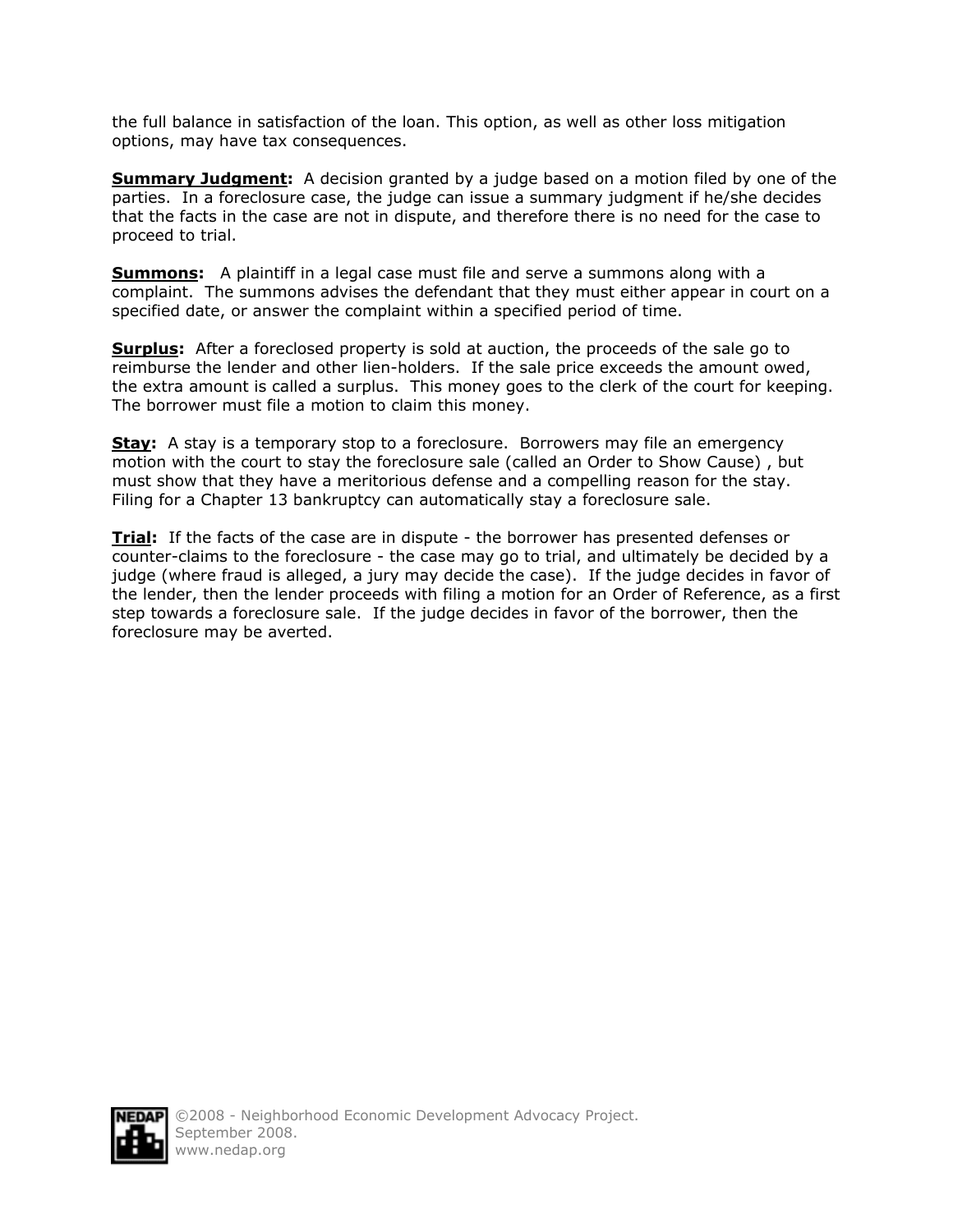the full balance in satisfaction of the loan. This option, as well as other loss mitigation options, may have tax consequences.

**Summary Judgment:** A decision granted by a judge based on a motion filed by one of the parties. In a foreclosure case, the judge can issue a summary judgment if he/she decides that the facts in the case are not in dispute, and therefore there is no need for the case to proceed to trial.

**Summons:** A plaintiff in a legal case must file and serve a summons along with a complaint. The summons advises the defendant that they must either appear in court on a specified date, or answer the complaint within a specified period of time.

**Surplus:** After a foreclosed property is sold at auction, the proceeds of the sale go to reimburse the lender and other lien-holders. If the sale price exceeds the amount owed, the extra amount is called a surplus. This money goes to the clerk of the court for keeping. The borrower must file a motion to claim this money.

**Stay:** A stay is a temporary stop to a foreclosure. Borrowers may file an emergency motion with the court to stay the foreclosure sale (called an Order to Show Cause) , but must show that they have a meritorious defense and a compelling reason for the stay. Filing for a Chapter 13 bankruptcy can automatically stay a foreclosure sale.

**Trial:** If the facts of the case are in dispute - the borrower has presented defenses or counter-claims to the foreclosure - the case may go to trial, and ultimately be decided by a judge (where fraud is alleged, a jury may decide the case). If the judge decides in favor of the lender, then the lender proceeds with filing a motion for an Order of Reference, as a first step towards a foreclosure sale. If the judge decides in favor of the borrower, then the foreclosure may be averted.

©2008 - Neighborhood Economic Development Advocacy Project.
September 2008.
www.nedap.org